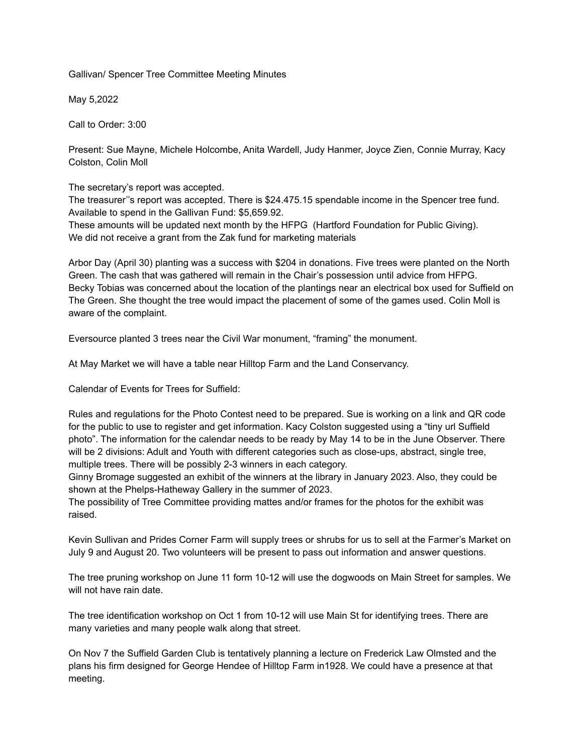Gallivan/ Spencer Tree Committee Meeting Minutes

May 5,2022

Call to Order: 3:00

Present: Sue Mayne, Michele Holcombe, Anita Wardell, Judy Hanmer, Joyce Zien, Connie Murray, Kacy Colston, Colin Moll

The secretary's report was accepted.
The treasurer''s report was accepted. There is $24.475.15 spendable income in the Spencer tree fund. Available to spend in the Gallivan Fund: $5,659.92.
These amounts will be updated next month by the HFPG (Hartford Foundation for Public Giving).
We did not receive a grant from the Zak fund for marketing materials

Arbor Day (April 30) planting was a success with $204 in donations. Five trees were planted on the North Green. The cash that was gathered will remain in the Chair's possession until advice from HFPG.
Becky Tobias was concerned about the location of the plantings near an electrical box used for Suffield on The Green. She thought the tree would impact the placement of some of the games used. Colin Moll is aware of the complaint.

Eversource planted 3 trees near the Civil War monument, "framing" the monument.

At May Market we will have a table near Hilltop Farm and the Land Conservancy.

Calendar of Events for Trees for Suffield:

Rules and regulations for the Photo Contest need to be prepared. Sue is working on a link and QR code for the public to use to register and get information. Kacy Colston suggested using a "tiny url Suffield photo". The information for the calendar needs to be ready by May 14 to be in the June Observer. There will be 2 divisions: Adult and Youth with different categories such as close-ups, abstract, single tree, multiple trees. There will be possibly 2-3 winners in each category.
Ginny Bromage suggested an exhibit of the winners at the library in January 2023. Also, they could be shown at the Phelps-Hatheway Gallery in the summer of 2023.
The possibility of Tree Committee providing mattes and/or frames for the photos for the exhibit was raised.

Kevin Sullivan and Prides Corner Farm will supply trees or shrubs for us to sell at the Farmer's Market on July 9 and August 20. Two volunteers will be present to pass out information and answer questions.

The tree pruning workshop on June 11 form 10-12 will use the dogwoods on Main Street for samples. We will not have rain date.

The tree identification workshop on Oct 1 from 10-12 will use Main St for identifying trees. There are many varieties and many people walk along that street.

On Nov 7 the Suffield Garden Club is tentatively planning a lecture on Frederick Law Olmsted and the plans his firm designed for George Hendee of Hilltop Farm in1928. We could have a presence at that meeting.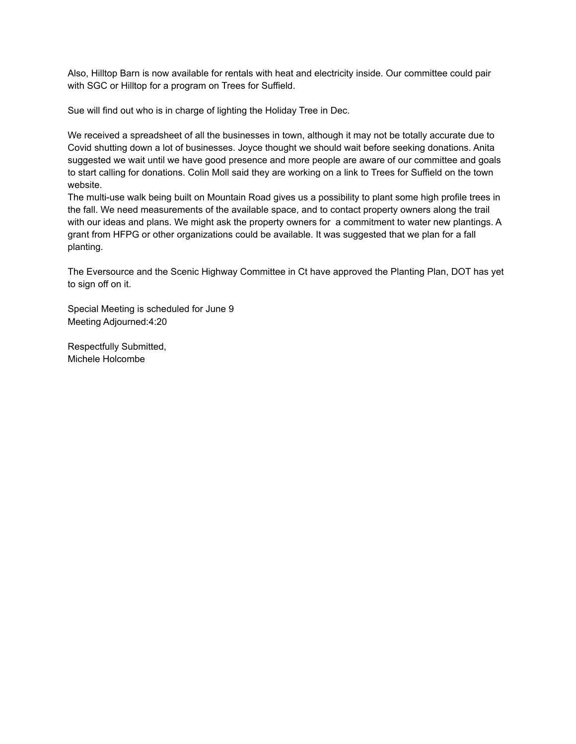Also, Hilltop Barn is now available for rentals with heat and electricity inside. Our committee could pair with SGC or Hilltop for a program on Trees for Suffield.

Sue will find out who is in charge of lighting the Holiday Tree in Dec.

We received a spreadsheet of all the businesses in town, although it may not be totally accurate due to Covid shutting down a lot of businesses. Joyce thought we should wait before seeking donations. Anita suggested we wait until we have good presence and more people are aware of our committee and goals to start calling for donations. Colin Moll said they are working on a link to Trees for Suffield on the town website.
The multi-use walk being built on Mountain Road gives us a possibility to plant some high profile trees in the fall. We need measurements of the available space, and to contact property owners along the trail with our ideas and plans. We might ask the property owners for a commitment to water new plantings. A grant from HFPG or other organizations could be available. It was suggested that we plan for a fall planting.

The Eversource and the Scenic Highway Committee in Ct have approved the Planting Plan, DOT has yet to sign off on it.

Special Meeting is scheduled for June 9
Meeting Adjourned:4:20

Respectfully Submitted,
Michele Holcombe